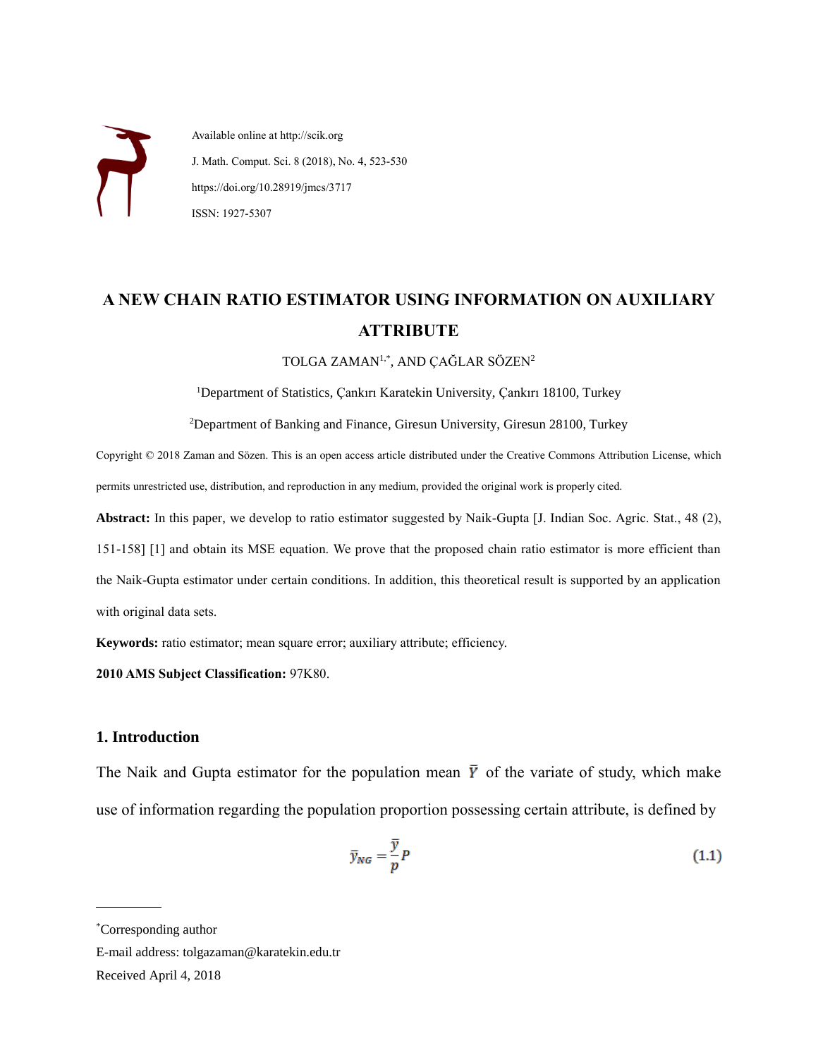Available online at http://scik.org

J. Math. Comput. Sci. 8 (2018), No. 4, 523-530

https://doi.org/10.28919/jmcs/3717

ISSN: 1927-5307

# A NEW CHAIN RATIO ESTIMATOR USING INFORMATION ON AUXILIARY ATTRIBUTE

TOLGA ZAMAN[1,*], AND ÇAĞLAR SÖZEN[2]

[1]Department of Statistics, Çankırı Karatekin University, Çankırı 18100, Turkey

[2]Department of Banking and Finance, Giresun University, Giresun 28100, Turkey

Copyright © 2018 Zaman and Sözen. This is an open access article distributed under the Creative Commons Attribution License, which permits unrestricted use, distribution, and reproduction in any medium, provided the original work is properly cited.

**Abstract:** In this paper, we develop to ratio estimator suggested by Naik-Gupta [J. Indian Soc. Agric. Stat., 48 (2), 151-158] [1] and obtain its MSE equation. We prove that the proposed chain ratio estimator is more efficient than the Naik-Gupta estimator under certain conditions. In addition, this theoretical result is supported by an application with original data sets.

**Keywords:** ratio estimator; mean square error; auxiliary attribute; efficiency.

**2010 AMS Subject Classification:** 97K80.

## 1. Introduction

The Naik and Gupta estimator for the population mean $\bar{Y}$ of the variate of study, which make use of information regarding the population proportion possessing certain attribute, is defined by

$$\bar{y}_{NG} = \frac{\bar{y}}{p}P \tag{1.1}$$

---

*Corresponding author

E-mail address: tolgazaman@karatekin.edu.tr

Received April 4, 2018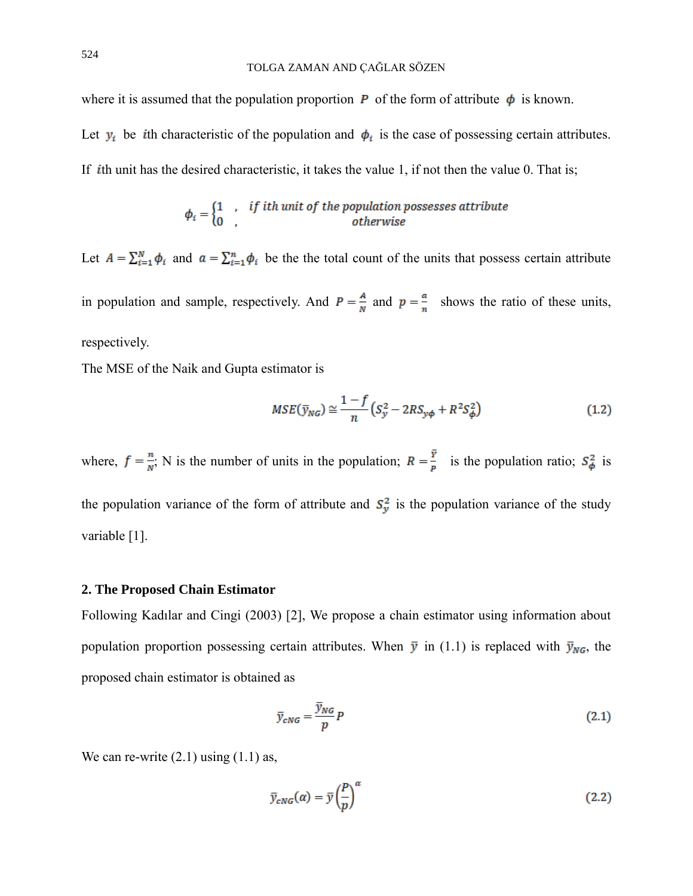where it is assumed that the population proportion $P$ of the form of attribute $\phi$ is known.

Let $y_i$ be $i$th characteristic of the population and $\phi_i$ is the case of possessing certain attributes. If $i$th unit has the desired characteristic, it takes the value 1, if not then the value 0. That is;

$$\phi_i = \begin{cases} 1 & , \quad \textit{if ith unit of the population possesses attribute} \\ 0 & , \quad \textit{otherwise} \end{cases}$$

Let $A = \sum_{i=1}^{N} \phi_i$ and $a = \sum_{i=1}^{n} \phi_i$ be the the total count of the units that possess certain attribute in population and sample, respectively. And $P = \frac{A}{N}$ and $p = \frac{a}{n}$ shows the ratio of these units, respectively.

The MSE of the Naik and Gupta estimator is

$$MSE(\bar{y}_{NG}) \cong \frac{1-f}{n}\left(S_y^2 - 2RS_{y\phi} + R^2 S_\phi^2\right) \tag{1.2}$$

where, $f = \frac{n}{N}$; N is the number of units in the population; $R = \frac{\bar{Y}}{P}$ is the population ratio; $S_\phi^2$ is the population variance of the form of attribute and $S_y^2$ is the population variance of the study variable [1].

## 2. The Proposed Chain Estimator

Following Kadılar and Cingi (2003) [2], We propose a chain estimator using information about population proportion possessing certain attributes. When $\bar{y}$ in (1.1) is replaced with $\bar{y}_{NG}$, the proposed chain estimator is obtained as

$$\bar{y}_{cNG} = \frac{\bar{y}_{NG}}{p} P \tag{2.1}$$

We can re-write (2.1) using (1.1) as,

$$\bar{y}_{cNG}(\alpha) = \bar{y}\left(\frac{P}{p}\right)^{\alpha} \tag{2.2}$$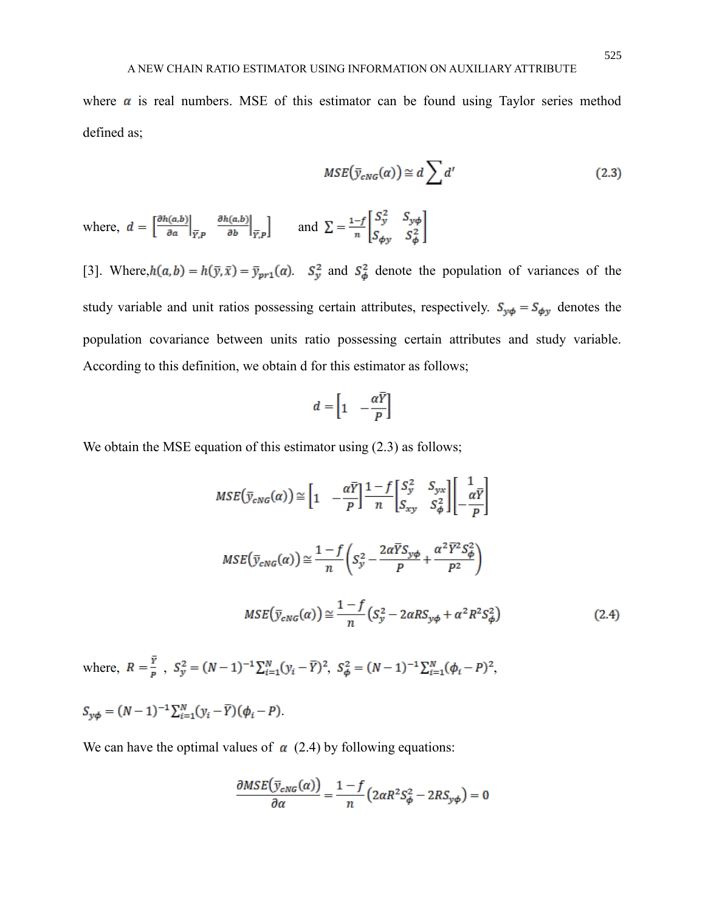where $\alpha$ is real numbers. MSE of this estimator can be found using Taylor series method defined as;

$$MSE(\bar{y}_{cNG}(\alpha)) \cong d \sum d' \tag{2.3}$$

where, $d = \left[ \frac{\partial h(a,b)}{\partial a}\Big|_{\bar{Y},P} \quad \frac{\partial h(a,b)}{\partial b}\Big|_{\bar{Y},P} \right]$ and $\sum = \frac{1-f}{n}\begin{bmatrix} S_y^2 & S_{y\phi} \\ S_{\phi y} & S_\phi^2 \end{bmatrix}$

[3]. Where, $h(a,b) = h(\bar{y}, \bar{x}) = \bar{y}_{pr1}(\alpha)$. $S_y^2$ and $S_\phi^2$ denote the population of variances of the study variable and unit ratios possessing certain attributes, respectively. $S_{y\phi} = S_{\phi y}$ denotes the population covariance between units ratio possessing certain attributes and study variable. According to this definition, we obtain d for this estimator as follows;

$$d = \begin{bmatrix} 1 & -\frac{\alpha \bar{Y}}{P} \end{bmatrix}$$

We obtain the MSE equation of this estimator using (2.3) as follows;

$$MSE(\bar{y}_{cNG}(\alpha)) \cong \begin{bmatrix} 1 & -\frac{\alpha \bar{Y}}{P} \end{bmatrix} \frac{1-f}{n} \begin{bmatrix} S_y^2 & S_{yx} \\ S_{xy} & S_\phi^2 \end{bmatrix} \begin{bmatrix} 1 \\ -\frac{\alpha \bar{Y}}{P} \end{bmatrix}$$

$$MSE(\bar{y}_{cNG}(\alpha)) \cong \frac{1-f}{n}\left( S_y^2 - \frac{2\alpha \bar{Y} S_{y\phi}}{P} + \frac{\alpha^2 \bar{Y}^2 S_\phi^2}{P^2} \right)$$

$$MSE(\bar{y}_{cNG}(\alpha)) \cong \frac{1-f}{n}\left( S_y^2 - 2\alpha R S_{y\phi} + \alpha^2 R^2 S_\phi^2 \right) \tag{2.4}$$

where, $R = \frac{\bar{Y}}{P}$ , $S_y^2 = (N-1)^{-1}\sum_{i=1}^{N}(y_i - \bar{Y})^2$, $S_\phi^2 = (N-1)^{-1}\sum_{i=1}^{N}(\phi_i - P)^2$,

$S_{y\phi} = (N-1)^{-1}\sum_{i=1}^{N}(y_i - \bar{Y})(\phi_i - P)$.

We can have the optimal values of $\alpha$ (2.4) by following equations:

$$\frac{\partial MSE(\bar{y}_{cNG}(\alpha))}{\partial \alpha} = \frac{1-f}{n}\left( 2\alpha R^2 S_\phi^2 - 2R S_{y\phi} \right) = 0$$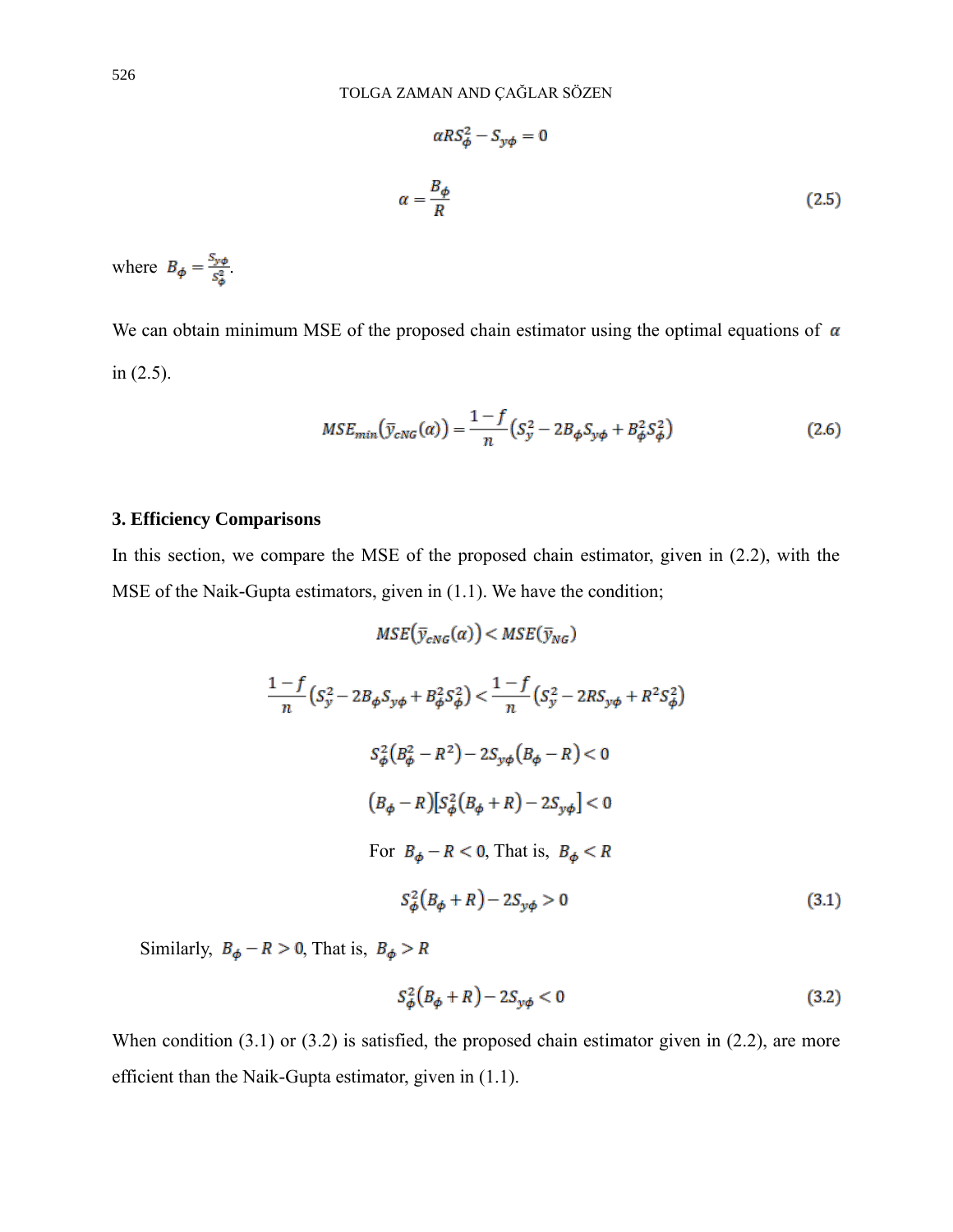$$\alpha R S_{\phi}^{2} - S_{y\phi} = 0$$

$$\alpha = \frac{B_{\phi}}{R} \tag{2.5}$$

where $B_{\phi} = \frac{S_{y\phi}}{S_{\phi}^{2}}$.

We can obtain minimum MSE of the proposed chain estimator using the optimal equations of $\alpha$ in (2.5).

$$MSE_{min}\left(\bar{y}_{cNG}(\alpha)\right) = \frac{1-f}{n}\left(S_{y}^{2} - 2B_{\phi}S_{y\phi} + B_{\phi}^{2}S_{\phi}^{2}\right) \tag{2.6}$$

## 3. Efficiency Comparisons

In this section, we compare the MSE of the proposed chain estimator, given in (2.2), with the MSE of the Naik-Gupta estimators, given in (1.1). We have the condition;

$$MSE\left(\bar{y}_{cNG}(\alpha)\right) < MSE\left(\bar{y}_{NG}\right)$$

$$\frac{1-f}{n}\left(S_{y}^{2} - 2B_{\phi}S_{y\phi} + B_{\phi}^{2}S_{\phi}^{2}\right) < \frac{1-f}{n}\left(S_{y}^{2} - 2RS_{y\phi} + R^{2}S_{\phi}^{2}\right)$$

$$S_{\phi}^{2}\left(B_{\phi}^{2} - R^{2}\right) - 2S_{y\phi}\left(B_{\phi} - R\right) < 0$$

$$\left(B_{\phi} - R\right)\left[S_{\phi}^{2}\left(B_{\phi} + R\right) - 2S_{y\phi}\right] < 0$$

For $B_{\phi} - R < 0$, That is, $B_{\phi} < R$

$$S_{\phi}^{2}\left(B_{\phi} + R\right) - 2S_{y\phi} > 0 \tag{3.1}$$

Similarly, $B_{\phi} - R > 0$, That is, $B_{\phi} > R$

$$S_{\phi}^{2}\left(B_{\phi} + R\right) - 2S_{y\phi} < 0 \tag{3.2}$$

When condition (3.1) or (3.2) is satisfied, the proposed chain estimator given in (2.2), are more efficient than the Naik-Gupta estimator, given in (1.1).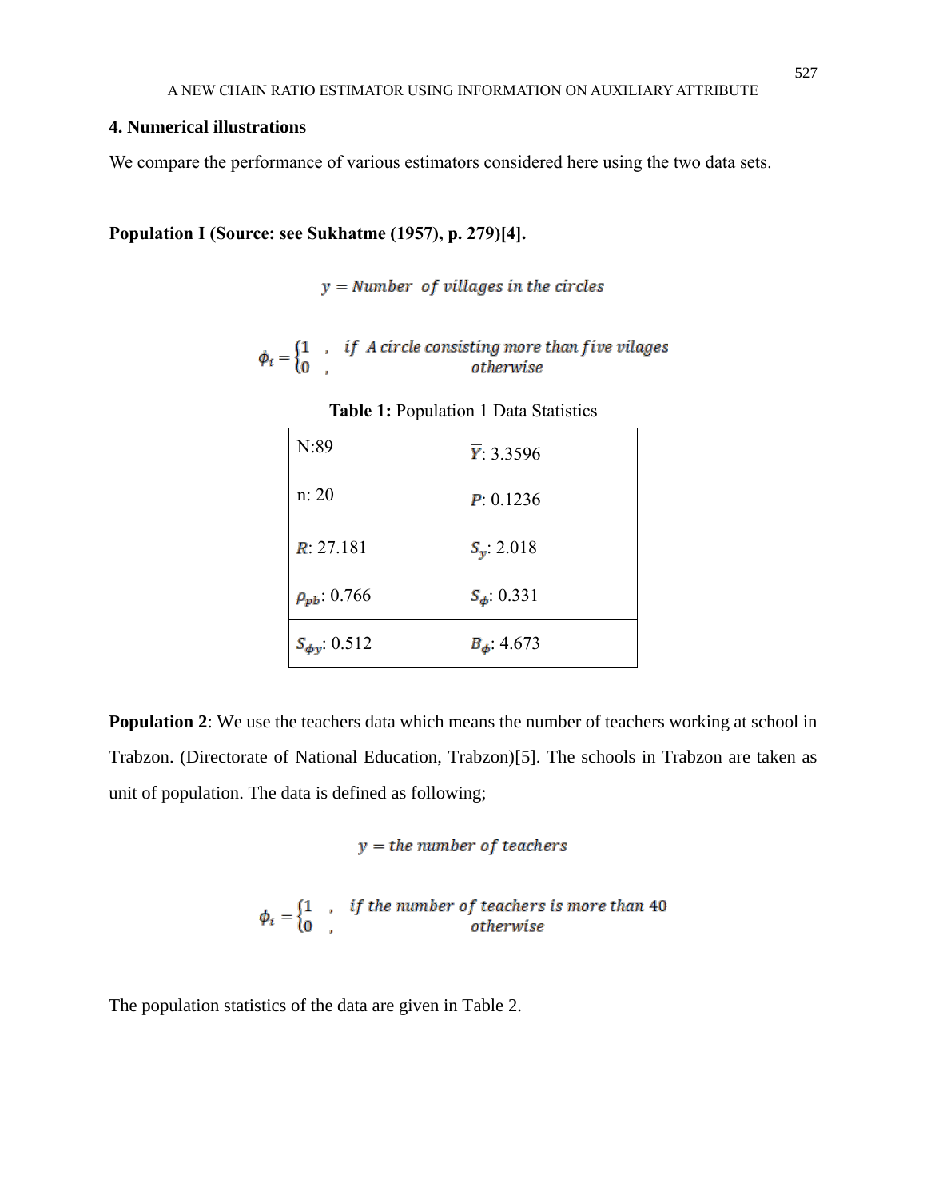## 4. Numerical illustrations

We compare the performance of various estimators considered here using the two data sets.

**Population I (Source: see Sukhatme (1957), p. 279)[4].**

$$y = Number\ \ of\ villages\ in\ the\ circles$$

$$\phi_i = \begin{cases} 1 & , \quad if\ \ A\ circle\ consisting\ more\ than\ five\ vilages \\ 0 & , \quad otherwise \end{cases}$$

**Table 1:** Population 1 Data Statistics

| | |
|---|---|
| N:89 | $\bar{Y}$: 3.3596 |
| n: 20 | $P$: 0.1236 |
| $R$: 27.181 | $S_y$: 2.018 |
| $\rho_{pb}$: 0.766 | $S_\phi$: 0.331 |
| $S_{\phi y}$: 0.512 | $B_\phi$: 4.673 |

**Population 2**: We use the teachers data which means the number of teachers working at school in Trabzon. (Directorate of National Education, Trabzon)[5]. The schools in Trabzon are taken as unit of population. The data is defined as following;

$$y = the\ number\ of\ teachers$$

$$\phi_i = \begin{cases} 1 & , \quad if\ the\ number\ of\ teachers\ is\ more\ than\ 40 \\ 0 & , \quad otherwise \end{cases}$$

The population statistics of the data are given in Table 2.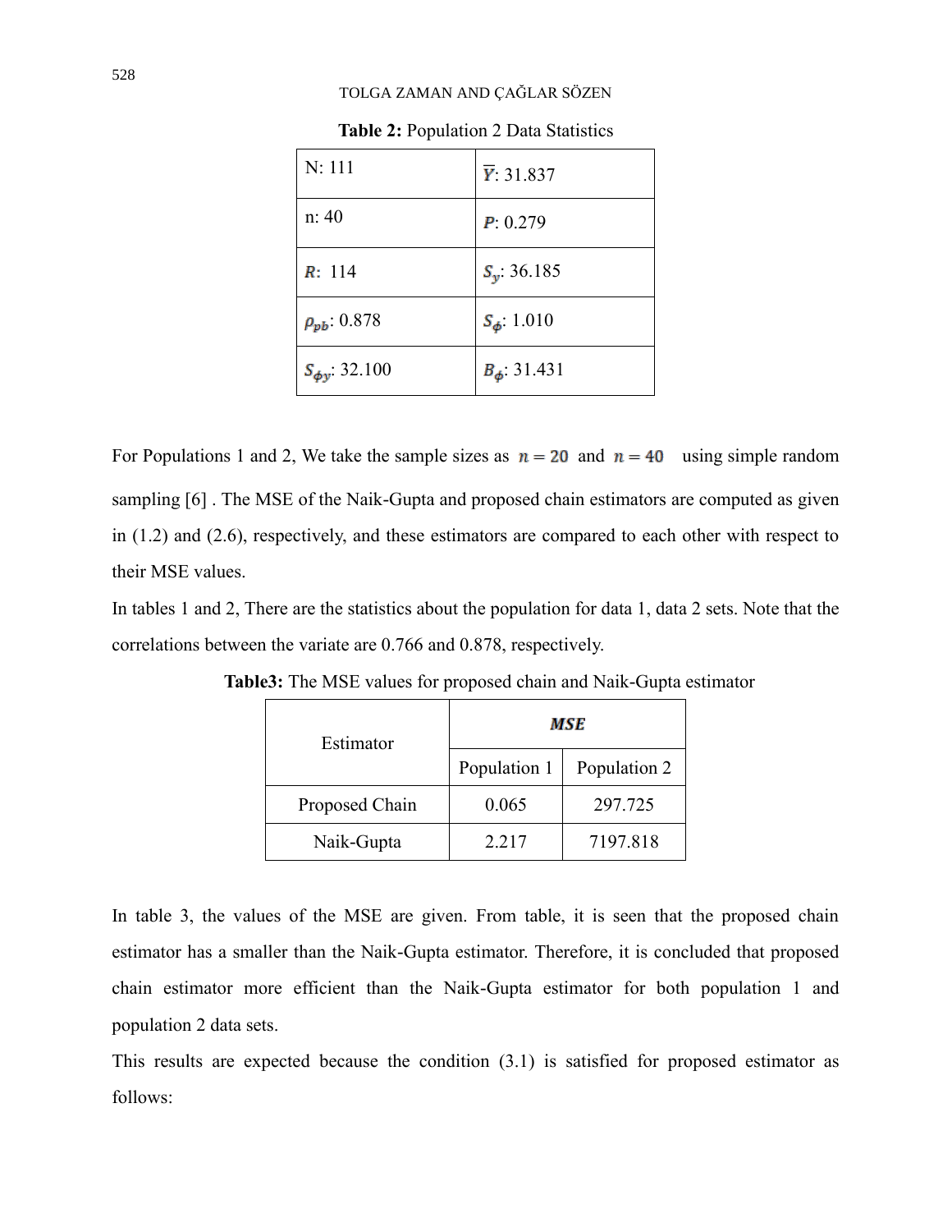**Table 2:** Population 2 Data Statistics

| | |
|---|---|
| N: 111 | $\bar{Y}$: 31.837 |
| n: 40 | $P$: 0.279 |
| $R$: 114 | $S_y$: 36.185 |
| $\rho_{pb}$: 0.878 | $S_\phi$: 1.010 |
| $S_{\phi y}$: 32.100 | $B_\phi$: 31.431 |

For Populations 1 and 2, We take the sample sizes as $n = 20$ and $n = 40$ using simple random sampling [6] . The MSE of the Naik-Gupta and proposed chain estimators are computed as given in (1.2) and (2.6), respectively, and these estimators are compared to each other with respect to their MSE values.

In tables 1 and 2, There are the statistics about the population for data 1, data 2 sets. Note that the correlations between the variate are 0.766 and 0.878, respectively.

**Table3:** The MSE values for proposed chain and Naik-Gupta estimator

| Estimator | ***MSE*** | |
|---|---|---|
| | Population 1 | Population 2 |
| Proposed Chain | 0.065 | 297.725 |
| Naik-Gupta | 2.217 | 7197.818 |

In table 3, the values of the MSE are given. From table, it is seen that the proposed chain estimator has a smaller than the Naik-Gupta estimator. Therefore, it is concluded that proposed chain estimator more efficient than the Naik-Gupta estimator for both population 1 and population 2 data sets.

This results are expected because the condition (3.1) is satisfied for proposed estimator as follows: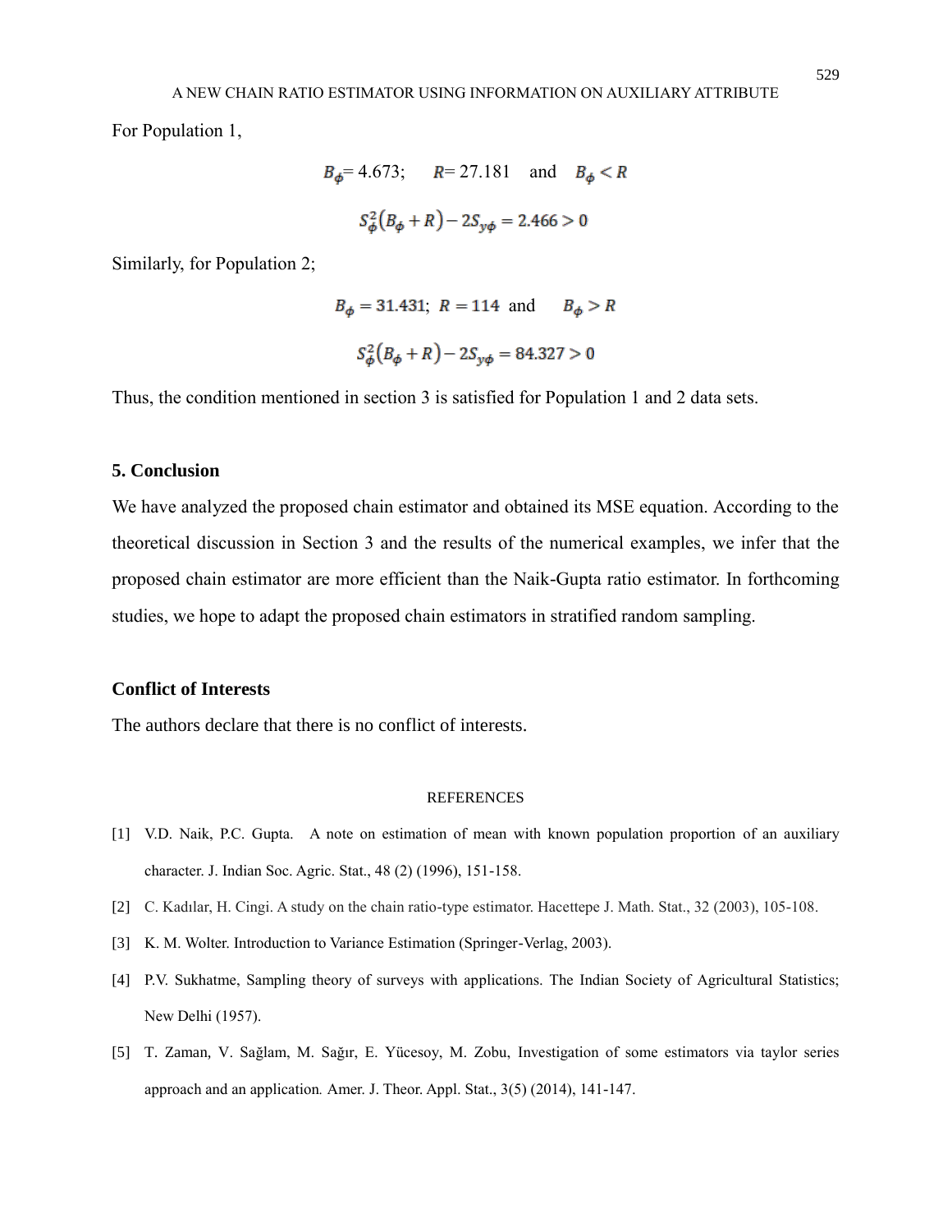For Population 1,

$$B_\phi = 4.673; \quad R = 27.181 \quad \text{and} \quad B_\phi < R$$

$$S_\phi^2 (B_\phi + R) - 2S_{y\phi} = 2.466 > 0$$

Similarly, for Population 2;

$$B_\phi = 31.431; \; R = 114 \; \text{ and } \quad B_\phi > R$$

$$S_\phi^2 (B_\phi + R) - 2S_{y\phi} = 84.327 > 0$$

Thus, the condition mentioned in section 3 is satisfied for Population 1 and 2 data sets.

## 5. Conclusion

We have analyzed the proposed chain estimator and obtained its MSE equation. According to the theoretical discussion in Section 3 and the results of the numerical examples, we infer that the proposed chain estimator are more efficient than the Naik-Gupta ratio estimator. In forthcoming studies, we hope to adapt the proposed chain estimators in stratified random sampling.

## Conflict of Interests

The authors declare that there is no conflict of interests.

## REFERENCES

[1] V.D. Naik, P.C. Gupta. A note on estimation of mean with known population proportion of an auxiliary character. J. Indian Soc. Agric. Stat., 48 (2) (1996), 151-158.

[2] C. Kadılar, H. Cingi. A study on the chain ratio-type estimator. Hacettepe J. Math. Stat., 32 (2003), 105-108.

[3] K. M. Wolter. Introduction to Variance Estimation (Springer-Verlag, 2003).

[4] P.V. Sukhatme, Sampling theory of surveys with applications. The Indian Society of Agricultural Statistics; New Delhi (1957).

[5] T. Zaman, V. Sağlam, M. Sağır, E. Yücesoy, M. Zobu, Investigation of some estimators via taylor series approach and an application. Amer. J. Theor. Appl. Stat., 3(5) (2014), 141-147.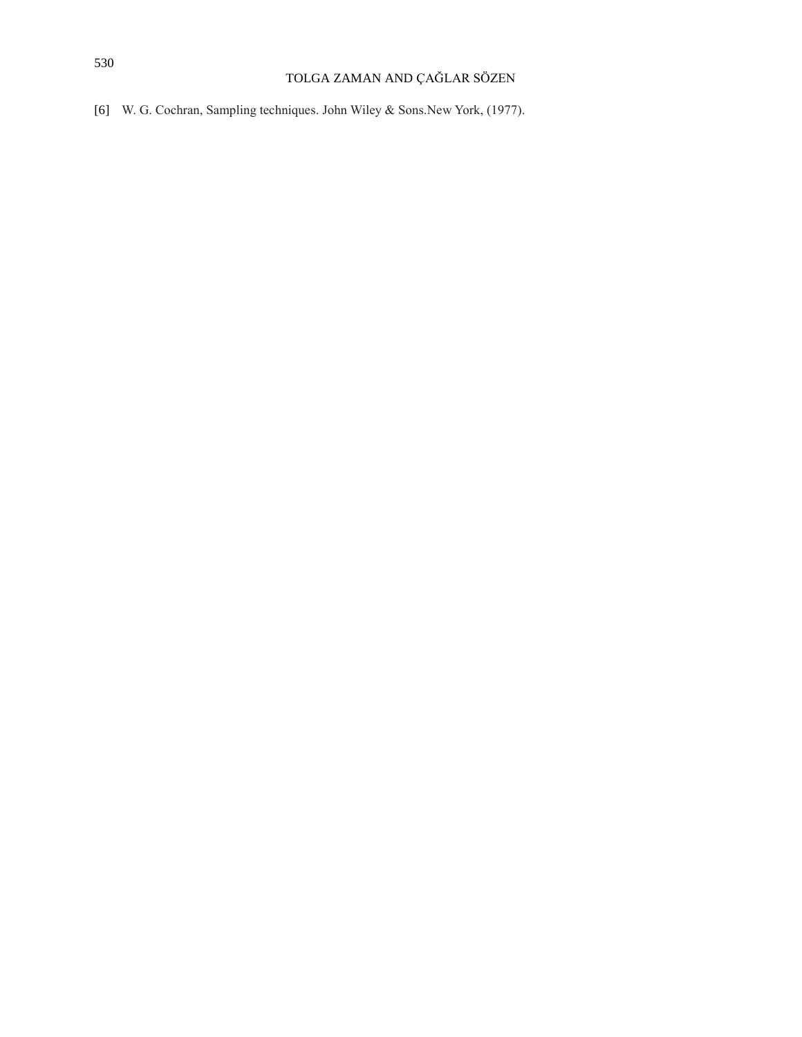[6] W. G. Cochran, Sampling techniques. John Wiley & Sons.New York, (1977).